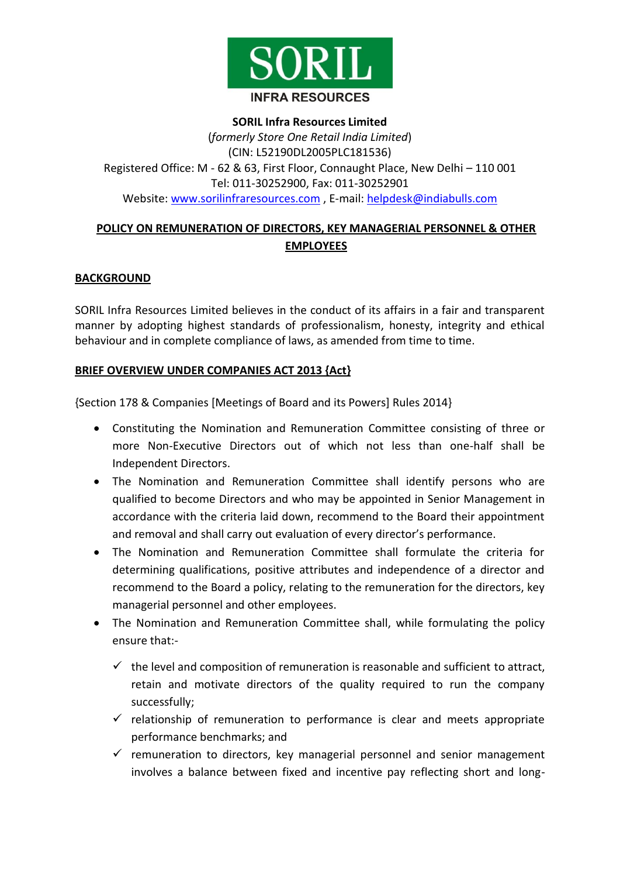SORIL

INFRA RESOURCES

**SORIL Infra Resources Limited**
(*formerly Store One Retail India Limited*)
(CIN: L52190DL2005PLC181536)
Registered Office: M - 62 & 63, First Floor, Connaught Place, New Delhi – 110 001
Tel: 011-30252900, Fax: 011-30252901
Website: www.sorilinfraresources.com , E-mail: helpdesk@indiabulls.com

## POLICY ON REMUNERATION OF DIRECTORS, KEY MANAGERIAL PERSONNEL & OTHER EMPLOYEES

### BACKGROUND

SORIL Infra Resources Limited believes in the conduct of its affairs in a fair and transparent manner by adopting highest standards of professionalism, honesty, integrity and ethical behaviour and in complete compliance of laws, as amended from time to time.

### BRIEF OVERVIEW UNDER COMPANIES ACT 2013 {Act}

{Section 178 & Companies [Meetings of Board and its Powers] Rules 2014}

- Constituting the Nomination and Remuneration Committee consisting of three or more Non-Executive Directors out of which not less than one-half shall be Independent Directors.
- The Nomination and Remuneration Committee shall identify persons who are qualified to become Directors and who may be appointed in Senior Management in accordance with the criteria laid down, recommend to the Board their appointment and removal and shall carry out evaluation of every director's performance.
- The Nomination and Remuneration Committee shall formulate the criteria for determining qualifications, positive attributes and independence of a director and recommend to the Board a policy, relating to the remuneration for the directors, key managerial personnel and other employees.
- The Nomination and Remuneration Committee shall, while formulating the policy ensure that:-
  - ✓ the level and composition of remuneration is reasonable and sufficient to attract, retain and motivate directors of the quality required to run the company successfully;
  - ✓ relationship of remuneration to performance is clear and meets appropriate performance benchmarks; and
  - ✓ remuneration to directors, key managerial personnel and senior management involves a balance between fixed and incentive pay reflecting short and long-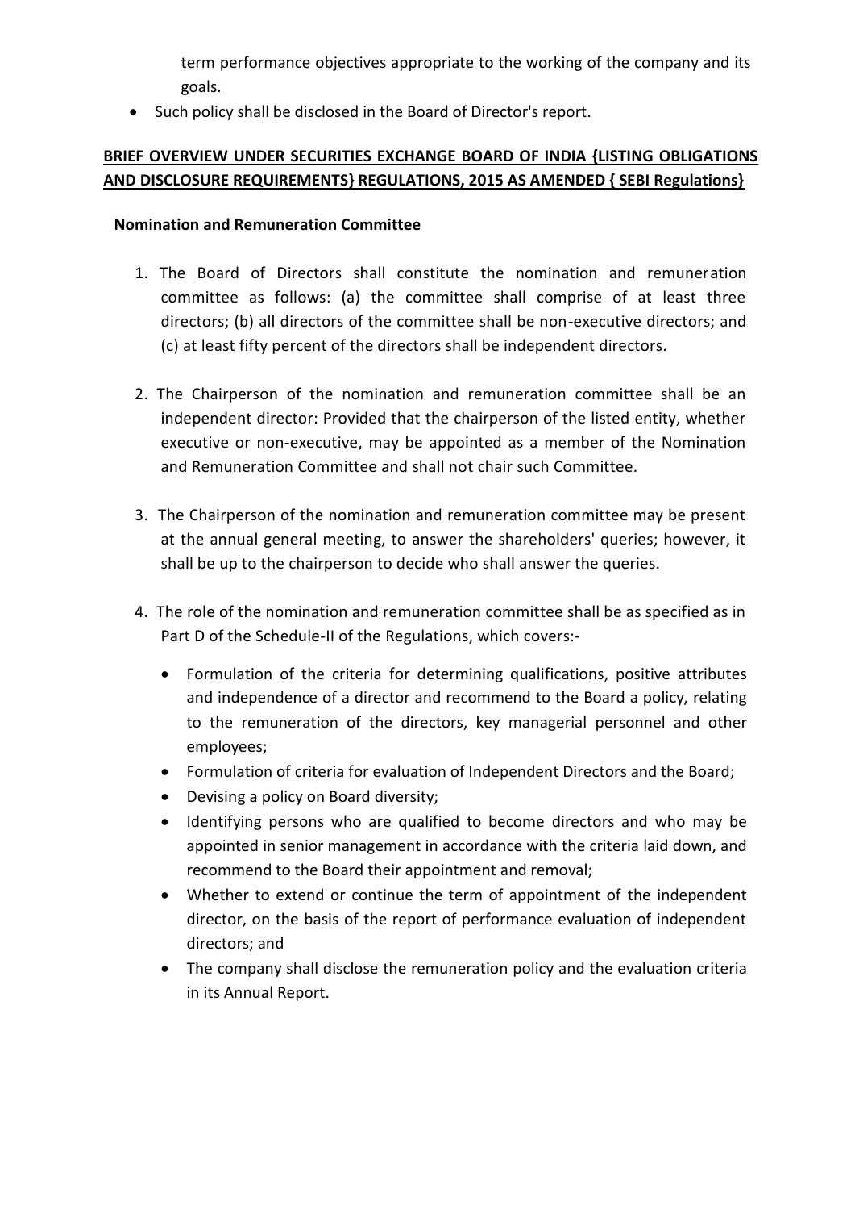term performance objectives appropriate to the working of the company and its goals.

- Such policy shall be disclosed in the Board of Director's report.

## BRIEF OVERVIEW UNDER SECURITIES EXCHANGE BOARD OF INDIA {LISTING OBLIGATIONS AND DISCLOSURE REQUIREMENTS} REGULATIONS, 2015 AS AMENDED { SEBI Regulations}

### Nomination and Remuneration Committee

1. The Board of Directors shall constitute the nomination and remuneration committee as follows: (a) the committee shall comprise of at least three directors; (b) all directors of the committee shall be non-executive directors; and (c) at least fifty percent of the directors shall be independent directors.

2. The Chairperson of the nomination and remuneration committee shall be an independent director: Provided that the chairperson of the listed entity, whether executive or non-executive, may be appointed as a member of the Nomination and Remuneration Committee and shall not chair such Committee.

3. The Chairperson of the nomination and remuneration committee may be present at the annual general meeting, to answer the shareholders' queries; however, it shall be up to the chairperson to decide who shall answer the queries.

4. The role of the nomination and remuneration committee shall be as specified as in Part D of the Schedule-II of the Regulations, which covers:-

    - Formulation of the criteria for determining qualifications, positive attributes and independence of a director and recommend to the Board a policy, relating to the remuneration of the directors, key managerial personnel and other employees;
    - Formulation of criteria for evaluation of Independent Directors and the Board;
    - Devising a policy on Board diversity;
    - Identifying persons who are qualified to become directors and who may be appointed in senior management in accordance with the criteria laid down, and recommend to the Board their appointment and removal;
    - Whether to extend or continue the term of appointment of the independent director, on the basis of the report of performance evaluation of independent directors; and
    - The company shall disclose the remuneration policy and the evaluation criteria in its Annual Report.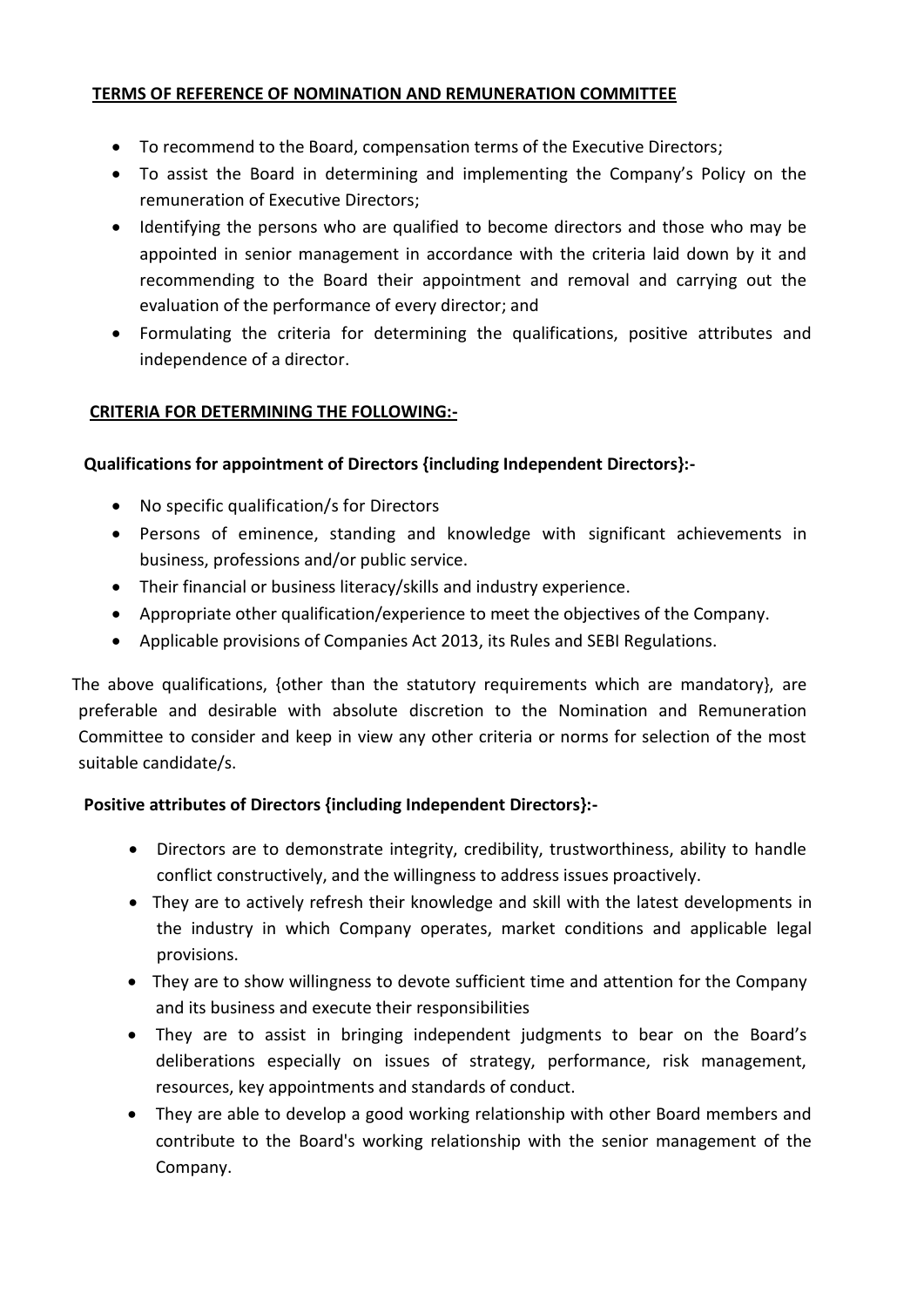## TERMS OF REFERENCE OF NOMINATION AND REMUNERATION COMMITTEE

- To recommend to the Board, compensation terms of the Executive Directors;
- To assist the Board in determining and implementing the Company's Policy on the remuneration of Executive Directors;
- Identifying the persons who are qualified to become directors and those who may be appointed in senior management in accordance with the criteria laid down by it and recommending to the Board their appointment and removal and carrying out the evaluation of the performance of every director; and
- Formulating the criteria for determining the qualifications, positive attributes and independence of a director.

## CRITERIA FOR DETERMINING THE FOLLOWING:-

### Qualifications for appointment of Directors {including Independent Directors}:-

- No specific qualification/s for Directors
- Persons of eminence, standing and knowledge with significant achievements in business, professions and/or public service.
- Their financial or business literacy/skills and industry experience.
- Appropriate other qualification/experience to meet the objectives of the Company.
- Applicable provisions of Companies Act 2013, its Rules and SEBI Regulations.

The above qualifications, {other than the statutory requirements which are mandatory}, are preferable and desirable with absolute discretion to the Nomination and Remuneration Committee to consider and keep in view any other criteria or norms for selection of the most suitable candidate/s.

### Positive attributes of Directors {including Independent Directors}:-

- Directors are to demonstrate integrity, credibility, trustworthiness, ability to handle conflict constructively, and the willingness to address issues proactively.
- They are to actively refresh their knowledge and skill with the latest developments in the industry in which Company operates, market conditions and applicable legal provisions.
- They are to show willingness to devote sufficient time and attention for the Company and its business and execute their responsibilities
- They are to assist in bringing independent judgments to bear on the Board's deliberations especially on issues of strategy, performance, risk management, resources, key appointments and standards of conduct.
- They are able to develop a good working relationship with other Board members and contribute to the Board's working relationship with the senior management of the Company.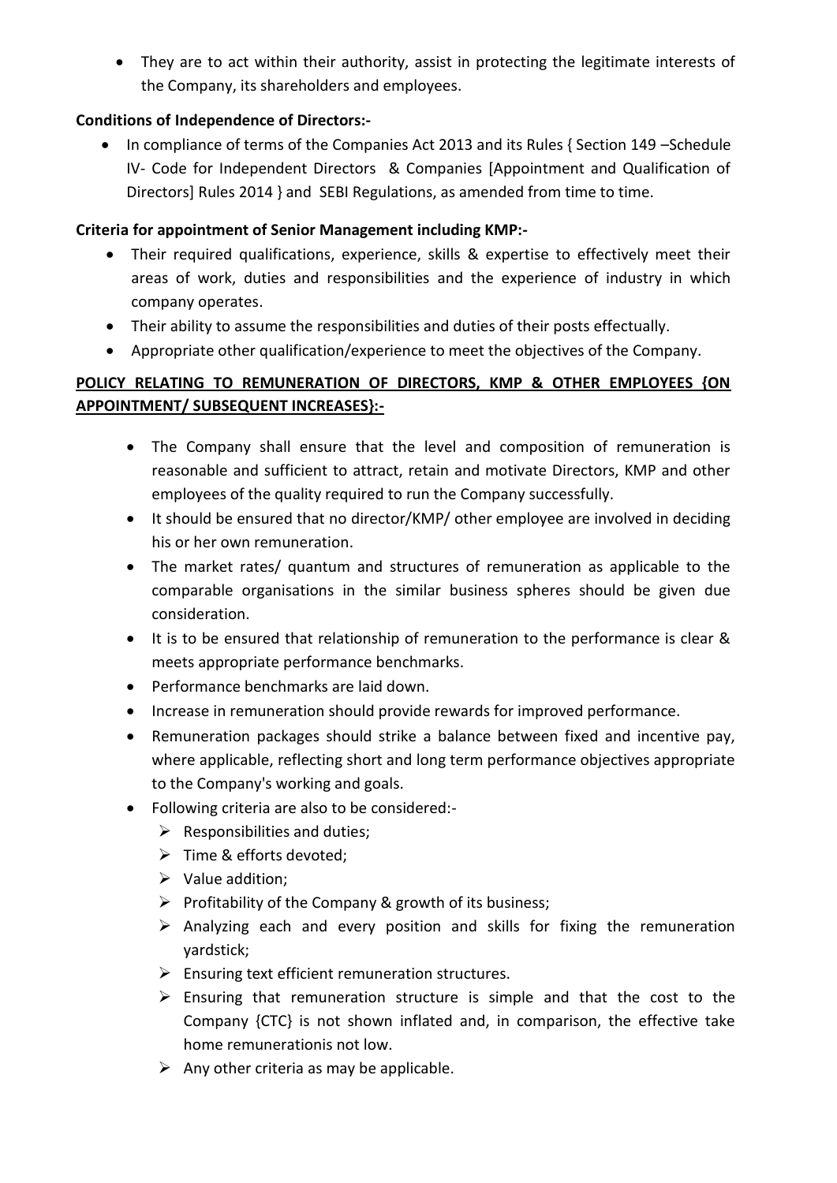- They are to act within their authority, assist in protecting the legitimate interests of the Company, its shareholders and employees.

**Conditions of Independence of Directors:-**

- In compliance of terms of the Companies Act 2013 and its Rules { Section 149 –Schedule IV- Code for Independent Directors & Companies [Appointment and Qualification of Directors] Rules 2014 } and SEBI Regulations, as amended from time to time.

**Criteria for appointment of Senior Management including KMP:-**

- Their required qualifications, experience, skills & expertise to effectively meet their areas of work, duties and responsibilities and the experience of industry in which company operates.
- Their ability to assume the responsibilities and duties of their posts effectually.
- Appropriate other qualification/experience to meet the objectives of the Company.

**POLICY RELATING TO REMUNERATION OF DIRECTORS, KMP & OTHER EMPLOYEES {ON APPOINTMENT/ SUBSEQUENT INCREASES}:-**

- The Company shall ensure that the level and composition of remuneration is reasonable and sufficient to attract, retain and motivate Directors, KMP and other employees of the quality required to run the Company successfully.
- It should be ensured that no director/KMP/ other employee are involved in deciding his or her own remuneration.
- The market rates/ quantum and structures of remuneration as applicable to the comparable organisations in the similar business spheres should be given due consideration.
- It is to be ensured that relationship of remuneration to the performance is clear & meets appropriate performance benchmarks.
- Performance benchmarks are laid down.
- Increase in remuneration should provide rewards for improved performance.
- Remuneration packages should strike a balance between fixed and incentive pay, where applicable, reflecting short and long term performance objectives appropriate to the Company's working and goals.
- Following criteria are also to be considered:-
  - Responsibilities and duties;
  - Time & efforts devoted;
  - Value addition;
  - Profitability of the Company & growth of its business;
  - Analyzing each and every position and skills for fixing the remuneration yardstick;
  - Ensuring text efficient remuneration structures.
  - Ensuring that remuneration structure is simple and that the cost to the Company {CTC} is not shown inflated and, in comparison, the effective take home remunerationis not low.
  - Any other criteria as may be applicable.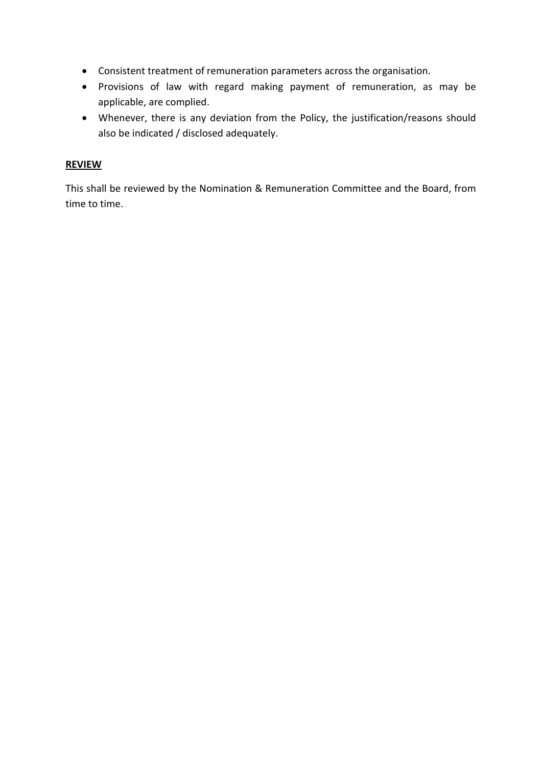- Consistent treatment of remuneration parameters across the organisation.
- Provisions of law with regard making payment of remuneration, as may be applicable, are complied.
- Whenever, there is any deviation from the Policy, the justification/reasons should also be indicated / disclosed adequately.

**REVIEW**

This shall be reviewed by the Nomination & Remuneration Committee and the Board, from time to time.